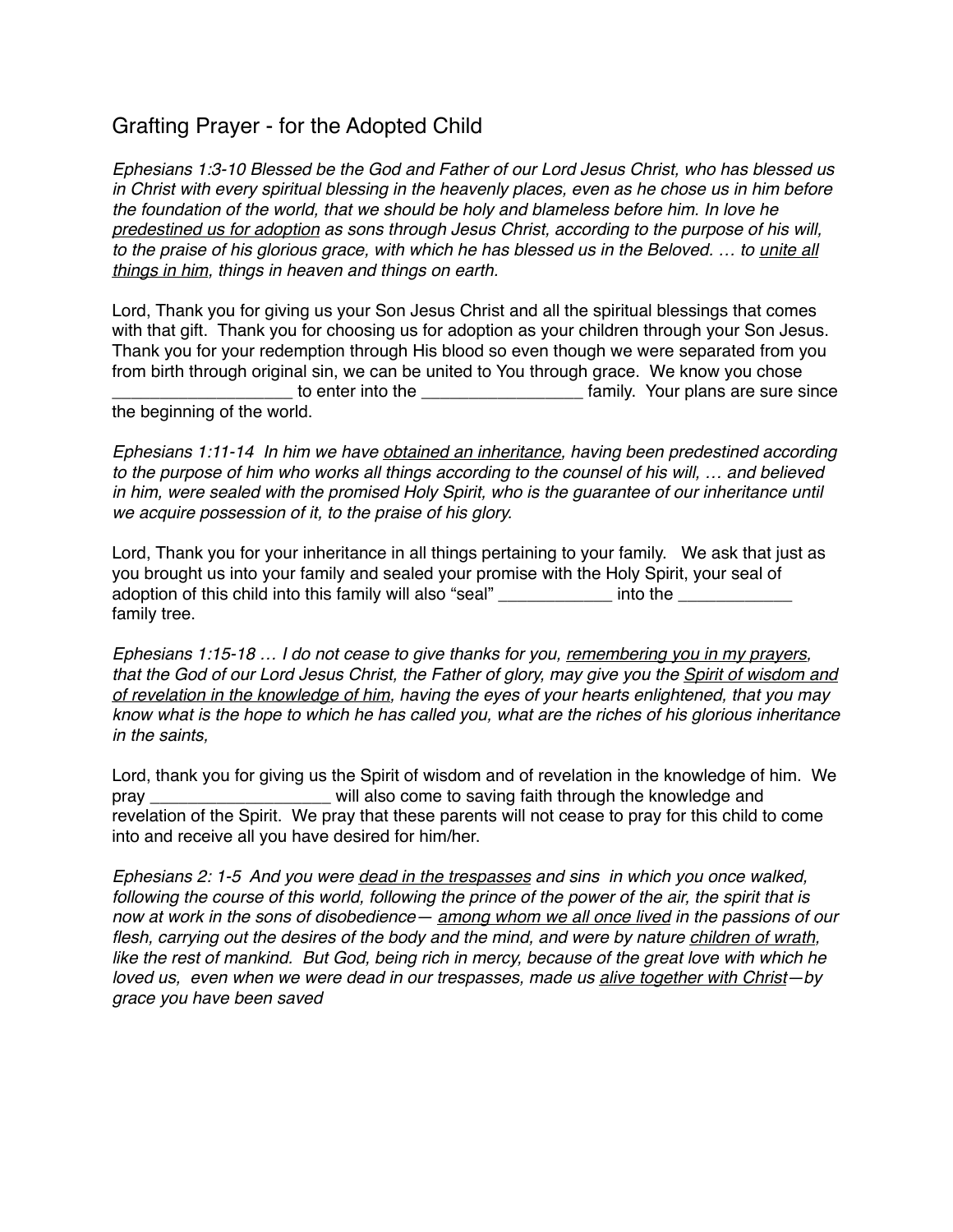# Grafting Prayer - for the Adopted Child

*Ephesians 1:3-10 Blessed be the God and Father of our Lord Jesus Christ, who has blessed us in Christ with every spiritual blessing in the heavenly places, even as he chose us in him before the foundation of the world, that we should be holy and blameless before him. In love he <u>predestined us for adoption</u> as sons through Jesus Christ, according to the purpose of his will, to the praise of his glorious grace, with which he has blessed us in the Beloved. … to <u>unite all things in him</u>, things in heaven and things on earth.*

Lord, Thank you for giving us your Son Jesus Christ and all the spiritual blessings that comes with that gift. Thank you for choosing us for adoption as your children through your Son Jesus. Thank you for your redemption through His blood so even though we were separated from you from birth through original sin, we can be united to You through grace. We know you chose ___________________ to enter into the _________________ family. Your plans are sure since the beginning of the world.

*Ephesians 1:11-14 In him we have <u>obtained an inheritance</u>, having been predestined according to the purpose of him who works all things according to the counsel of his will, … and believed in him, were sealed with the promised Holy Spirit, who is the guarantee of our inheritance until we acquire possession of it, to the praise of his glory.*

Lord, Thank you for your inheritance in all things pertaining to your family. We ask that just as you brought us into your family and sealed your promise with the Holy Spirit, your seal of adoption of this child into this family will also "seal" ____________ into the ____________ family tree.

*Ephesians 1:15-18 … I do not cease to give thanks for you, <u>remembering you in my prayers</u>, that the God of our Lord Jesus Christ, the Father of glory, may give you the <u>Spirit of wisdom and of revelation in the knowledge of him</u>, having the eyes of your hearts enlightened, that you may know what is the hope to which he has called you, what are the riches of his glorious inheritance in the saints,*

Lord, thank you for giving us the Spirit of wisdom and of revelation in the knowledge of him. We pray ___________________ will also come to saving faith through the knowledge and revelation of the Spirit. We pray that these parents will not cease to pray for this child to come into and receive all you have desired for him/her.

*Ephesians 2: 1-5 And you were <u>dead in the trespasses</u> and sins in which you once walked, following the course of this world, following the prince of the power of the air, the spirit that is now at work in the sons of disobedience— <u>among whom we all once lived</u> in the passions of our flesh, carrying out the desires of the body and the mind, and were by nature <u>children of wrath</u>, like the rest of mankind. But God, being rich in mercy, because of the great love with which he loved us, even when we were dead in our trespasses, made us <u>alive together with Christ</u>—by grace you have been saved*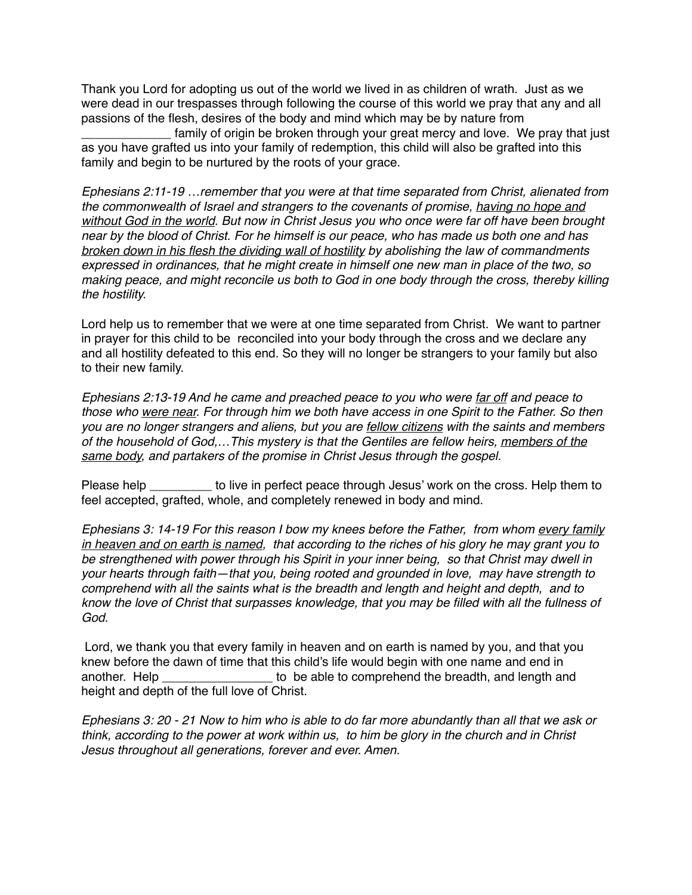Thank you Lord for adopting us out of the world we lived in as children of wrath. Just as we were dead in our trespasses through following the course of this world we pray that any and all passions of the flesh, desires of the body and mind which may be by nature from _____________ family of origin be broken through your great mercy and love. We pray that just as you have grafted us into your family of redemption, this child will also be grafted into this family and begin to be nurtured by the roots of your grace.

*Ephesians 2:11-19 …remember that you were at that time separated from Christ, alienated from the commonwealth of Israel and strangers to the covenants of promise, <u>having no hope and without God in the world</u>. But now in Christ Jesus you who once were far off have been brought near by the blood of Christ. For he himself is our peace, who has made us both one and has <u>broken down in his flesh the dividing wall of hostility</u> by abolishing the law of commandments expressed in ordinances, that he might create in himself one new man in place of the two, so making peace, and might reconcile us both to God in one body through the cross, thereby killing the hostility.*

Lord help us to remember that we were at one time separated from Christ. We want to partner in prayer for this child to be reconciled into your body through the cross and we declare any and all hostility defeated to this end. So they will no longer be strangers to your family but also to their new family.

*Ephesians 2:13-19 And he came and preached peace to you who were <u>far off</u> and peace to those who <u>were near</u>. For through him we both have access in one Spirit to the Father. So then you are no longer strangers and aliens, but you are <u>fellow citizens</u> with the saints and members of the household of God,…This mystery is that the Gentiles are fellow heirs, <u>members of the same body</u>, and partakers of the promise in Christ Jesus through the gospel.*

Please help _________ to live in perfect peace through Jesus' work on the cross. Help them to feel accepted, grafted, whole, and completely renewed in body and mind.

*Ephesians 3: 14-19 For this reason I bow my knees before the Father, from whom <u>every family in heaven and on earth is named</u>, that according to the riches of his glory he may grant you to be strengthened with power through his Spirit in your inner being, so that Christ may dwell in your hearts through faith—that you, being rooted and grounded in love, may have strength to comprehend with all the saints what is the breadth and length and height and depth, and to know the love of Christ that surpasses knowledge, that you may be filled with all the fullness of God.*

Lord, we thank you that every family in heaven and on earth is named by you, and that you knew before the dawn of time that this child's life would begin with one name and end in another. Help ________________ to be able to comprehend the breadth, and length and height and depth of the full love of Christ.

*Ephesians 3: 20 - 21 Now to him who is able to do far more abundantly than all that we ask or think, according to the power at work within us, to him be glory in the church and in Christ Jesus throughout all generations, forever and ever. Amen.*